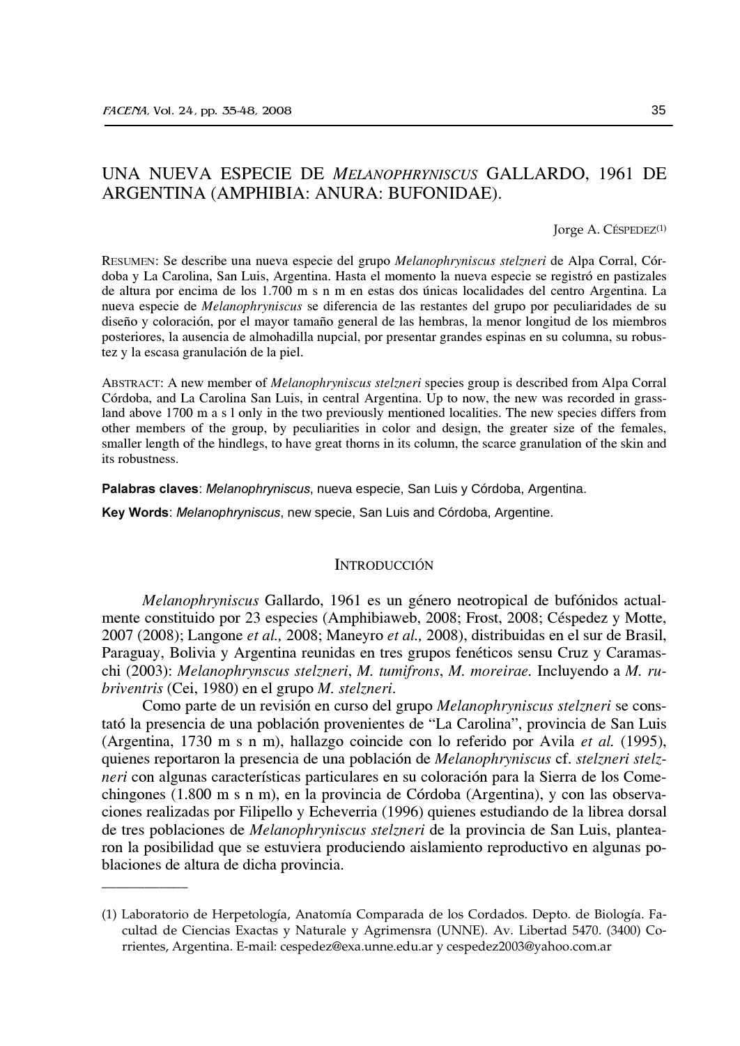# UNA NUEVA ESPECIE DE *MELANOPHRYNISCUS* GALLARDO, 1961 DE ARGENTINA (AMPHIBIA: ANURA: BUFONIDAE).

Jorge A. CÉSPEDEZ[1]

RESUMEN: Se describe una nueva especie del grupo *Melanophryniscus stelzneri* de Alpa Corral, Córdoba y La Carolina, San Luis, Argentina. Hasta el momento la nueva especie se registró en pastizales de altura por encima de los 1.700 m s n m en estas dos únicas localidades del centro Argentina. La nueva especie de *Melanophryniscus* se diferencia de las restantes del grupo por peculiaridades de su diseño y coloración, por el mayor tamaño general de las hembras, la menor longitud de los miembros posteriores, la ausencia de almohadilla nupcial, por presentar grandes espinas en su columna, su robustez y la escasa granulación de la piel.

ABSTRACT: A new member of *Melanophryniscus stelzneri* species group is described from Alpa Corral Córdoba, and La Carolina San Luis, in central Argentina. Up to now, the new was recorded in grassland above 1700 m a s l only in the two previously mentioned localities. The new species differs from other members of the group, by peculiarities in color and design, the greater size of the females, smaller length of the hindlegs, to have great thorns in its column, the scarce granulation of the skin and its robustness.

**Palabras claves**: *Melanophryniscus*, nueva especie, San Luis y Córdoba, Argentina.

**Key Words**: *Melanophryniscus*, new specie, San Luis and Córdoba, Argentine.

## INTRODUCCIÓN

*Melanophryniscus* Gallardo, 1961 es un género neotropical de bufónidos actualmente constituido por 23 especies (Amphibiaweb, 2008; Frost, 2008; Céspedez y Motte, 2007 (2008); Langone *et al.,* 2008; Maneyro *et al.,* 2008), distribuidas en el sur de Brasil, Paraguay, Bolivia y Argentina reunidas en tres grupos fenéticos sensu Cruz y Caramaschi (2003): *Melanophrynscus stelzneri*, *M. tumifrons*, *M. moreirae*. Incluyendo a *M. rubriventris* (Cei, 1980) en el grupo *M. stelzneri*.

Como parte de un revisión en curso del grupo *Melanophryniscus stelzneri* se constató la presencia de una población provenientes de "La Carolina", provincia de San Luis (Argentina, 1730 m s n m), hallazgo coincide con lo referido por Avila *et al.* (1995), quienes reportaron la presencia de una población de *Melanophryniscus* cf. *stelzneri stelzneri* con algunas características particulares en su coloración para la Sierra de los Comechingones (1.800 m s n m), en la provincia de Córdoba (Argentina), y con las observaciones realizadas por Filipello y Echeverria (1996) quienes estudiando de la librea dorsal de tres poblaciones de *Melanophryniscus stelzneri* de la provincia de San Luis, plantearon la posibilidad que se estuviera produciendo aislamiento reproductivo en algunas poblaciones de altura de dicha provincia.

---

(1) Laboratorio de Herpetología, Anatomía Comparada de los Cordados. Depto. de Biología. Facultad de Ciencias Exactas y Naturale y Agrimensra (UNNE). Av. Libertad 5470. (3400) Corrientes, Argentina. E-mail: cespedez@exa.unne.edu.ar y cespedez2003@yahoo.com.ar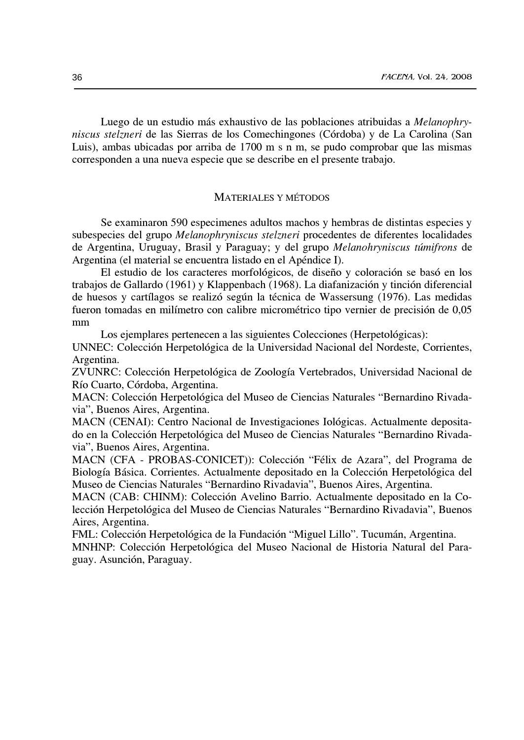Luego de un estudio más exhaustivo de las poblaciones atribuidas a *Melanophryniscus stelzneri* de las Sierras de los Comechingones (Córdoba) y de La Carolina (San Luis), ambas ubicadas por arriba de 1700 m s n m, se pudo comprobar que las mismas corresponden a una nueva especie que se describe en el presente trabajo.

## Materiales y métodos

Se examinaron 590 especimenes adultos machos y hembras de distintas especies y subespecies del grupo *Melanophryniscus stelzneri* procedentes de diferentes localidades de Argentina, Uruguay, Brasil y Paraguay; y del grupo *Melanohryniscus túmifrons* de Argentina (el material se encuentra listado en el Apéndice I).

El estudio de los caracteres morfológicos, de diseño y coloración se basó en los trabajos de Gallardo (1961) y Klappenbach (1968). La diafanización y tinción diferencial de huesos y cartílagos se realizó según la técnica de Wassersung (1976). Las medidas fueron tomadas en milímetro con calibre micrométrico tipo vernier de precisión de 0,05 mm

Los ejemplares pertenecen a las siguientes Colecciones (Herpetológicas):

UNNEC: Colección Herpetológica de la Universidad Nacional del Nordeste, Corrientes, Argentina.

ZVUNRC: Colección Herpetológica de Zoología Vertebrados, Universidad Nacional de Río Cuarto, Córdoba, Argentina.

MACN: Colección Herpetológica del Museo de Ciencias Naturales "Bernardino Rivadavia", Buenos Aires, Argentina.

MACN (CENAI): Centro Nacional de Investigaciones Iológicas. Actualmente depositado en la Colección Herpetológica del Museo de Ciencias Naturales "Bernardino Rivadavia", Buenos Aires, Argentina.

MACN (CFA - PROBAS-CONICET)): Colección "Félix de Azara", del Programa de Biología Básica. Corrientes. Actualmente depositado en la Colección Herpetológica del Museo de Ciencias Naturales "Bernardino Rivadavia", Buenos Aires, Argentina.

MACN (CAB: CHINM): Colección Avelino Barrio. Actualmente depositado en la Colección Herpetológica del Museo de Ciencias Naturales "Bernardino Rivadavia", Buenos Aires, Argentina.

FML: Colección Herpetológica de la Fundación "Miguel Lillo". Tucumán, Argentina.

MNHNP: Colección Herpetológica del Museo Nacional de Historia Natural del Paraguay. Asunción, Paraguay.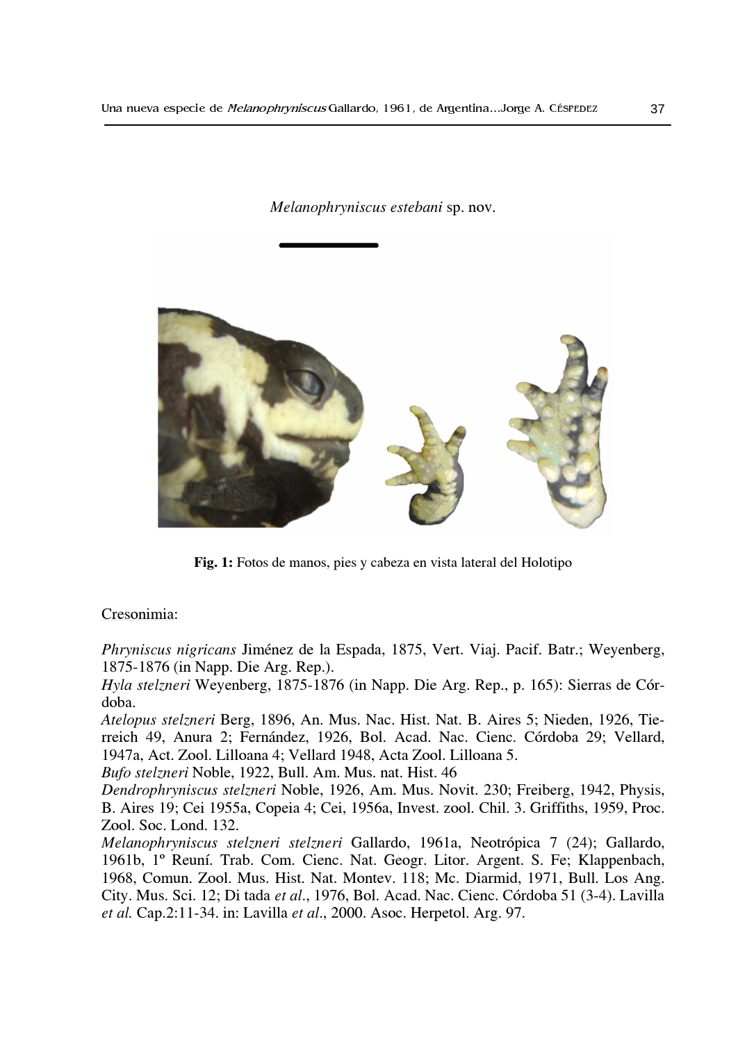*Melanophryniscus estebani* sp. nov.

**Fig. 1:** Fotos de manos, pies y cabeza en vista lateral del Holotipo

Cresonimia:

*Phryniscus nigricans* Jiménez de la Espada, 1875, Vert. Viaj. Pacif. Batr.; Weyenberg, 1875-1876 (in Napp. Die Arg. Rep.).
*Hyla stelzneri* Weyenberg, 1875-1876 (in Napp. Die Arg. Rep., p. 165): Sierras de Córdoba.
*Atelopus stelzneri* Berg, 1896, An. Mus. Nac. Hist. Nat. B. Aires 5; Nieden, 1926, Tierreich 49, Anura 2; Fernández, 1926, Bol. Acad. Nac. Cienc. Córdoba 29; Vellard, 1947a, Act. Zool. Lilloana 4; Vellard 1948, Acta Zool. Lilloana 5.
*Bufo stelzneri* Noble, 1922, Bull. Am. Mus. nat. Hist. 46
*Dendrophryniscus stelzneri* Noble, 1926, Am. Mus. Novit. 230; Freiberg, 1942, Physis, B. Aires 19; Cei 1955a, Copeia 4; Cei, 1956a, Invest. zool. Chil. 3. Griffiths, 1959, Proc. Zool. Soc. Lond. 132.
*Melanophryniscus stelzneri stelzneri* Gallardo, 1961a, Neotrópica 7 (24); Gallardo, 1961b, 1º Reuní. Trab. Com. Cienc. Nat. Geogr. Litor. Argent. S. Fe; Klappenbach, 1968, Comun. Zool. Mus. Hist. Nat. Montev. 118; Mc. Diarmid, 1971, Bull. Los Ang. City. Mus. Sci. 12; Di tada *et al*., 1976, Bol. Acad. Nac. Cienc. Córdoba 51 (3-4). Lavilla *et al.* Cap.2:11-34. in: Lavilla *et al*., 2000. Asoc. Herpetol. Arg. 97.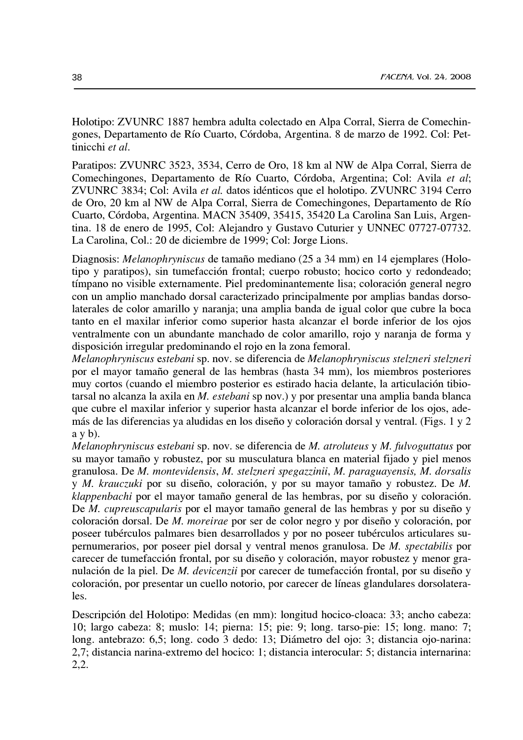Holotipo: ZVUNRC 1887 hembra adulta colectado en Alpa Corral, Sierra de Comechingones, Departamento de Río Cuarto, Córdoba, Argentina. 8 de marzo de 1992. Col: Pettinicchi *et al*.

Paratipos: ZVUNRC 3523, 3534, Cerro de Oro, 18 km al NW de Alpa Corral, Sierra de Comechingones, Departamento de Río Cuarto, Córdoba, Argentina; Col: Avila *et al*; ZVUNRC 3834; Col: Avila *et al.* datos idénticos que el holotipo. ZVUNRC 3194 Cerro de Oro, 20 km al NW de Alpa Corral, Sierra de Comechingones, Departamento de Río Cuarto, Córdoba, Argentina. MACN 35409, 35415, 35420 La Carolina San Luis, Argentina. 18 de enero de 1995, Col: Alejandro y Gustavo Cuturier y UNNEC 07727-07732. La Carolina, Col.: 20 de diciembre de 1999; Col: Jorge Lions.

Diagnosis: *Melanophryniscus* de tamaño mediano (25 a 34 mm) en 14 ejemplares (Holotipo y paratipos), sin tumefacción frontal; cuerpo robusto; hocico corto y redondeado; tímpano no visible externamente. Piel predominantemente lisa; coloración general negro con un amplio manchado dorsal caracterizado principalmente por amplias bandas dorsolaterales de color amarillo y naranja; una amplia banda de igual color que cubre la boca tanto en el maxilar inferior como superior hasta alcanzar el borde inferior de los ojos ventralmente con un abundante manchado de color amarillo, rojo y naranja de forma y disposición irregular predominando el rojo en la zona femoral.

*Melanophryniscus estebani* sp. nov. se diferencia de *Melanophryniscus stelzneri stelzneri* por el mayor tamaño general de las hembras (hasta 34 mm), los miembros posteriores muy cortos (cuando el miembro posterior es estirado hacia delante, la articulación tibiotarsal no alcanza la axila en *M. estebani* sp nov.) y por presentar una amplia banda blanca que cubre el maxilar inferior y superior hasta alcanzar el borde inferior de los ojos, además de las diferencias ya aludidas en los diseño y coloración dorsal y ventral. (Figs. 1 y 2 a y b).

*Melanophryniscus estebani* sp. nov. se diferencia de *M. atroluteus* y *M. fulvoguttatus* por su mayor tamaño y robustez, por su musculatura blanca en material fijado y piel menos granulosa. De *M. montevidensis*, *M. stelzneri spegazzinii*, *M. paraguayensis, M. dorsalis* y *M. krauczuki* por su diseño, coloración, y por su mayor tamaño y robustez. De *M. klappenbachi* por el mayor tamaño general de las hembras, por su diseño y coloración. De *M. cupreuscapularis* por el mayor tamaño general de las hembras y por su diseño y coloración dorsal. De *M. moreirae* por ser de color negro y por diseño y coloración, por poseer tubérculos palmares bien desarrollados y por no poseer tubérculos articulares supernumerarios, por poseer piel dorsal y ventral menos granulosa. De *M. spectabilis* por carecer de tumefacción frontal, por su diseño y coloración, mayor robustez y menor granulación de la piel. De *M. devicenzii* por carecer de tumefacción frontal, por su diseño y coloración, por presentar un cuello notorio, por carecer de líneas glandulares dorsolaterales.

Descripción del Holotipo: Medidas (en mm): longitud hocico-cloaca: 33; ancho cabeza: 10; largo cabeza: 8; muslo: 14; pierna: 15; pie: 9; long. tarso-pie: 15; long. mano: 7; long. antebrazo: 6,5; long. codo 3 dedo: 13; Diámetro del ojo: 3; distancia ojo-narina: 2,7; distancia narina-extremo del hocico: 1; distancia interocular: 5; distancia internarina: 2,2.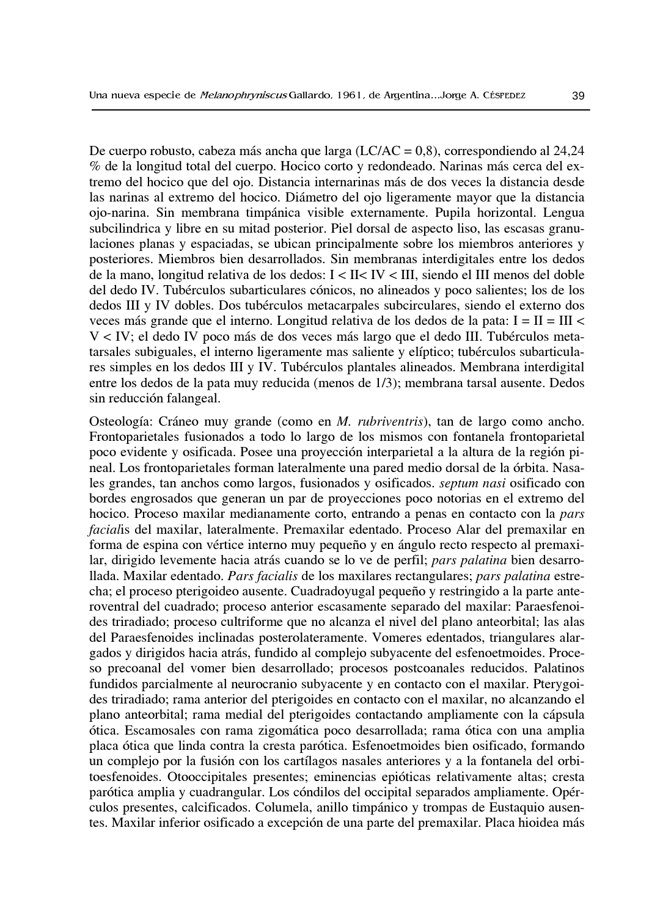De cuerpo robusto, cabeza más ancha que larga (LC/AC = 0,8), correspondiendo al 24,24 % de la longitud total del cuerpo. Hocico corto y redondeado. Narinas más cerca del extremo del hocico que del ojo. Distancia internarinas más de dos veces la distancia desde las narinas al extremo del hocico. Diámetro del ojo ligeramente mayor que la distancia ojo-narina. Sin membrana timpánica visible externamente. Pupila horizontal. Lengua subcilindrica y libre en su mitad posterior. Piel dorsal de aspecto liso, las escasas granulaciones planas y espaciadas, se ubican principalmente sobre los miembros anteriores y posteriores. Miembros bien desarrollados. Sin membranas interdigitales entre los dedos de la mano, longitud relativa de los dedos: I < II< IV < III, siendo el III menos del doble del dedo IV. Tubérculos subarticulares cónicos, no alineados y poco salientes; los de los dedos III y IV dobles. Dos tubérculos metacarpales subcirculares, siendo el externo dos veces más grande que el interno. Longitud relativa de los dedos de la pata: I = II = III < V < IV; el dedo IV poco más de dos veces más largo que el dedo III. Tubérculos metatarsales subiguales, el interno ligeramente mas saliente y elíptico; tubérculos subarticulares simples en los dedos III y IV. Tubérculos plantales alineados. Membrana interdigital entre los dedos de la pata muy reducida (menos de 1/3); membrana tarsal ausente. Dedos sin reducción falangeal.

Osteología: Cráneo muy grande (como en *M. rubriventris*), tan de largo como ancho. Frontoparietales fusionados a todo lo largo de los mismos con fontanela frontoparietal poco evidente y osificada. Posee una proyección interparietal a la altura de la región pineal. Los frontoparietales forman lateralmente una pared medio dorsal de la órbita. Nasales grandes, tan anchos como largos, fusionados y osificados. *septum nasi* osificado con bordes engrosados que generan un par de proyecciones poco notorias en el extremo del hocico. Proceso maxilar medianamente corto, entrando a penas en contacto con la *pars facial*is del maxilar, lateralmente. Premaxilar edentado. Proceso Alar del premaxilar en forma de espina con vértice interno muy pequeño y en ángulo recto respecto al premaxilar, dirigido levemente hacia atrás cuando se lo ve de perfil; *pars palatina* bien desarrollada. Maxilar edentado. *Pars facialis* de los maxilares rectangulares; *pars palatina* estrecha; el proceso pterigoideo ausente. Cuadradoyugal pequeño y restringido a la parte anteroventral del cuadrado; proceso anterior escasamente separado del maxilar: Paraesfenoides triradiado; proceso cultriforme que no alcanza el nivel del plano anteorbital; las alas del Paraesfenoides inclinadas posterolateramente. Vomeres edentados, triangulares alargados y dirigidos hacia atrás, fundido al complejo subyacente del esfenoetmoides. Proceso precoanal del vomer bien desarrollado; procesos postcoanales reducidos. Palatinos fundidos parcialmente al neurocranio subyacente y en contacto con el maxilar. Pterygoides triradiado; rama anterior del pterigoides en contacto con el maxilar, no alcanzando el plano anteorbital; rama medial del pterigoides contactando ampliamente con la cápsula ótica. Escamosales con rama zigomática poco desarrollada; rama ótica con una amplia placa ótica que linda contra la cresta parótica. Esfenoetmoides bien osificado, formando un complejo por la fusión con los cartílagos nasales anteriores y a la fontanela del orbitoesfenoides. Otooccipitales presentes; eminencias epióticas relativamente altas; cresta parótica amplia y cuadrangular. Los cóndilos del occipital separados ampliamente. Opérculos presentes, calcificados. Columela, anillo timpánico y trompas de Eustaquio ausentes. Maxilar inferior osificado a excepción de una parte del premaxilar. Placa hioidea más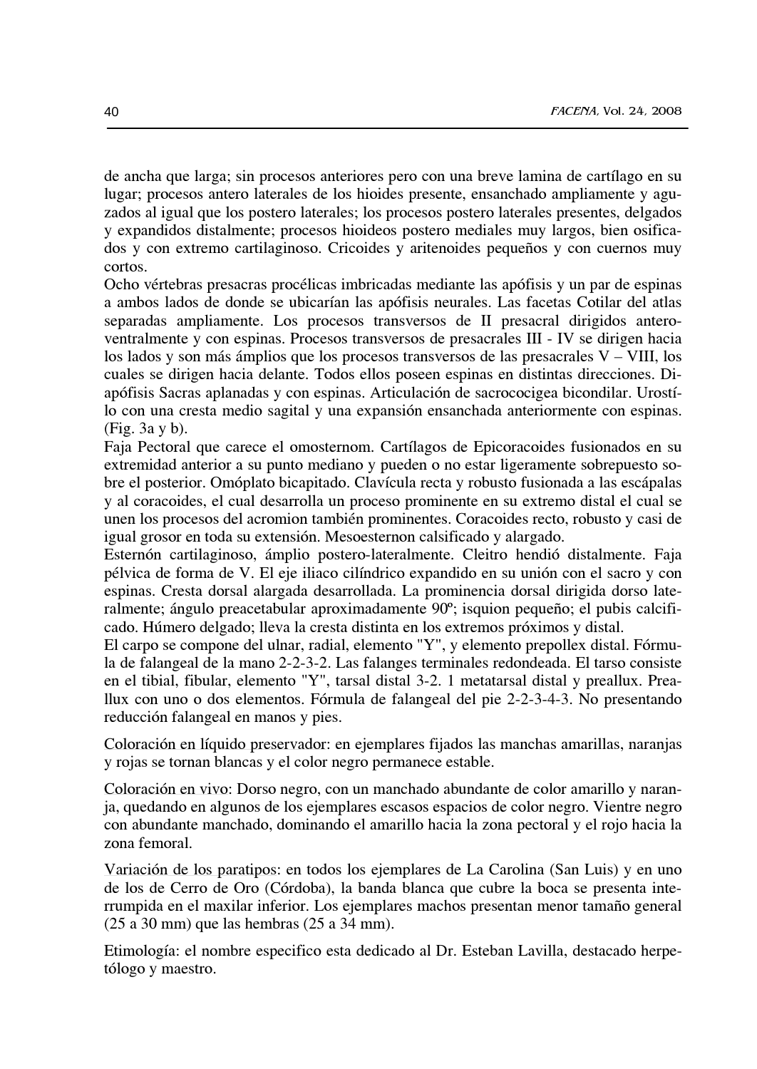de ancha que larga; sin procesos anteriores pero con una breve lamina de cartílago en su lugar; procesos antero laterales de los hioides presente, ensanchado ampliamente y aguzados al igual que los postero laterales; los procesos postero laterales presentes, delgados y expandidos distalmente; procesos hioideos postero mediales muy largos, bien osificados y con extremo cartilaginoso. Cricoides y aritenoides pequeños y con cuernos muy cortos.

Ocho vértebras presacras procélicas imbricadas mediante las apófisis y un par de espinas a ambos lados de donde se ubicarían las apófisis neurales. Las facetas Cotilar del atlas separadas ampliamente. Los procesos transversos de II presacral dirigidos antero-ventralmente y con espinas. Procesos transversos de presacrales III - IV se dirigen hacia los lados y son más ámplios que los procesos transversos de las presacrales V – VIII, los cuales se dirigen hacia delante. Todos ellos poseen espinas en distintas direcciones. Diapófisis Sacras aplanadas y con espinas. Articulación de sacrococigea bicondilar. Urostílo con una cresta medio sagital y una expansión ensanchada anteriormente con espinas. (Fig. 3a y b).

Faja Pectoral que carece el omosternom. Cartílagos de Epicoracoides fusionados en su extremidad anterior a su punto mediano y pueden o no estar ligeramente sobrepuesto sobre el posterior. Omóplato bicapitado. Clavícula recta y robusto fusionada a las escápalas y al coracoides, el cual desarrolla un proceso prominente en su extremo distal el cual se unen los procesos del acromion también prominentes. Coracoides recto, robusto y casi de igual grosor en toda su extensión. Mesoesternon calsificado y alargado.

Esternón cartilaginoso, ámplio postero-lateralmente. Cleitro hendió distalmente. Faja pélvica de forma de V. El eje iliaco cilíndrico expandido en su unión con el sacro y con espinas. Cresta dorsal alargada desarrollada. La prominencia dorsal dirigida dorso lateralmente; ángulo preacetabular aproximadamente 90º; isquion pequeño; el pubis calcificado. Húmero delgado; lleva la cresta distinta en los extremos próximos y distal.

El carpo se compone del ulnar, radial, elemento "Y", y elemento prepollex distal. Fórmula de falangeal de la mano 2-2-3-2. Las falanges terminales redondeada. El tarso consiste en el tibial, fibular, elemento "Y", tarsal distal 3-2. 1 metatarsal distal y preallux. Preallux con uno o dos elementos. Fórmula de falangeal del pie 2-2-3-4-3. No presentando reducción falangeal en manos y pies.

Coloración en líquido preservador: en ejemplares fijados las manchas amarillas, naranjas y rojas se tornan blancas y el color negro permanece estable.

Coloración en vivo: Dorso negro, con un manchado abundante de color amarillo y naranja, quedando en algunos de los ejemplares escasos espacios de color negro. Vientre negro con abundante manchado, dominando el amarillo hacia la zona pectoral y el rojo hacia la zona femoral.

Variación de los paratipos: en todos los ejemplares de La Carolina (San Luis) y en uno de los de Cerro de Oro (Córdoba), la banda blanca que cubre la boca se presenta interrumpida en el maxilar inferior. Los ejemplares machos presentan menor tamaño general (25 a 30 mm) que las hembras (25 a 34 mm).

Etimología: el nombre especifico esta dedicado al Dr. Esteban Lavilla, destacado herpetólogo y maestro.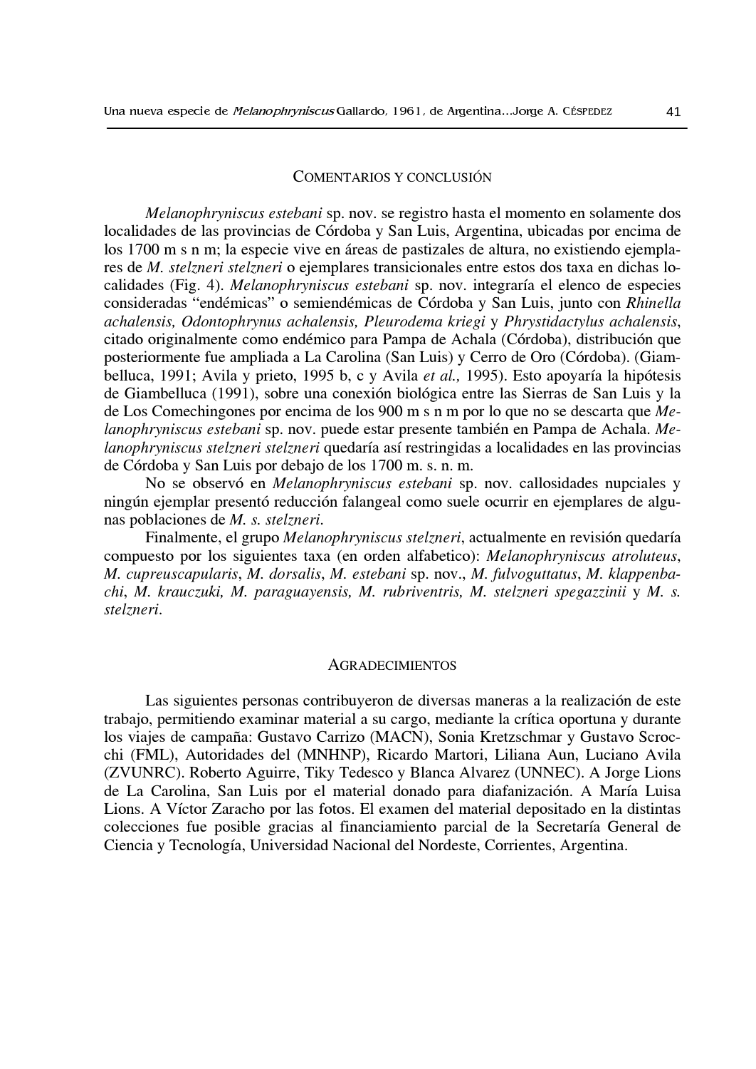## COMENTARIOS Y CONCLUSIÓN

*Melanophryniscus estebani* sp. nov. se registro hasta el momento en solamente dos localidades de las provincias de Córdoba y San Luis, Argentina, ubicadas por encima de los 1700 m s n m; la especie vive en áreas de pastizales de altura, no existiendo ejemplares de *M. stelzneri stelzneri* o ejemplares transicionales entre estos dos taxa en dichas localidades (Fig. 4). *Melanophryniscus estebani* sp. nov. integraría el elenco de especies consideradas "endémicas" o semiendémicas de Córdoba y San Luis, junto con *Rhinella achalensis, Odontophrynus achalensis, Pleurodema kriegi* y *Phrystidactylus achalensis*, citado originalmente como endémico para Pampa de Achala (Córdoba), distribución que posteriormente fue ampliada a La Carolina (San Luis) y Cerro de Oro (Córdoba). (Giambelluca, 1991; Avila y prieto, 1995 b, c y Avila *et al.,* 1995). Esto apoyaría la hipótesis de Giambelluca (1991), sobre una conexión biológica entre las Sierras de San Luis y la de Los Comechingones por encima de los 900 m s n m por lo que no se descarta que *Melanophryniscus estebani* sp. nov. puede estar presente también en Pampa de Achala. *Melanophryniscus stelzneri stelzneri* quedaría así restringidas a localidades en las provincias de Córdoba y San Luis por debajo de los 1700 m. s. n. m.

No se observó en *Melanophryniscus estebani* sp. nov. callosidades nupciales y ningún ejemplar presentó reducción falangeal como suele ocurrir en ejemplares de algunas poblaciones de *M. s. stelzneri*.

Finalmente, el grupo *Melanophryniscus stelzneri*, actualmente en revisión quedaría compuesto por los siguientes taxa (en orden alfabetico): *Melanophryniscus atroluteus*, *M. cupreuscapularis*, *M. dorsalis*, *M. estebani* sp. nov., *M. fulvoguttatus*, *M. klappenbachi*, *M. krauczuki, M. paraguayensis, M. rubriventris, M. stelzneri spegazzinii* y *M. s. stelzneri*.

## AGRADECIMIENTOS

Las siguientes personas contribuyeron de diversas maneras a la realización de este trabajo, permitiendo examinar material a su cargo, mediante la crítica oportuna y durante los viajes de campaña: Gustavo Carrizo (MACN), Sonia Kretzschmar y Gustavo Scrocchi (FML), Autoridades del (MNHNP), Ricardo Martori, Liliana Aun, Luciano Avila (ZVUNRC). Roberto Aguirre, Tiky Tedesco y Blanca Alvarez (UNNEC). A Jorge Lions de La Carolina, San Luis por el material donado para diafanización. A María Luisa Lions. A Víctor Zaracho por las fotos. El examen del material depositado en la distintas colecciones fue posible gracias al financiamiento parcial de la Secretaría General de Ciencia y Tecnología, Universidad Nacional del Nordeste, Corrientes, Argentina.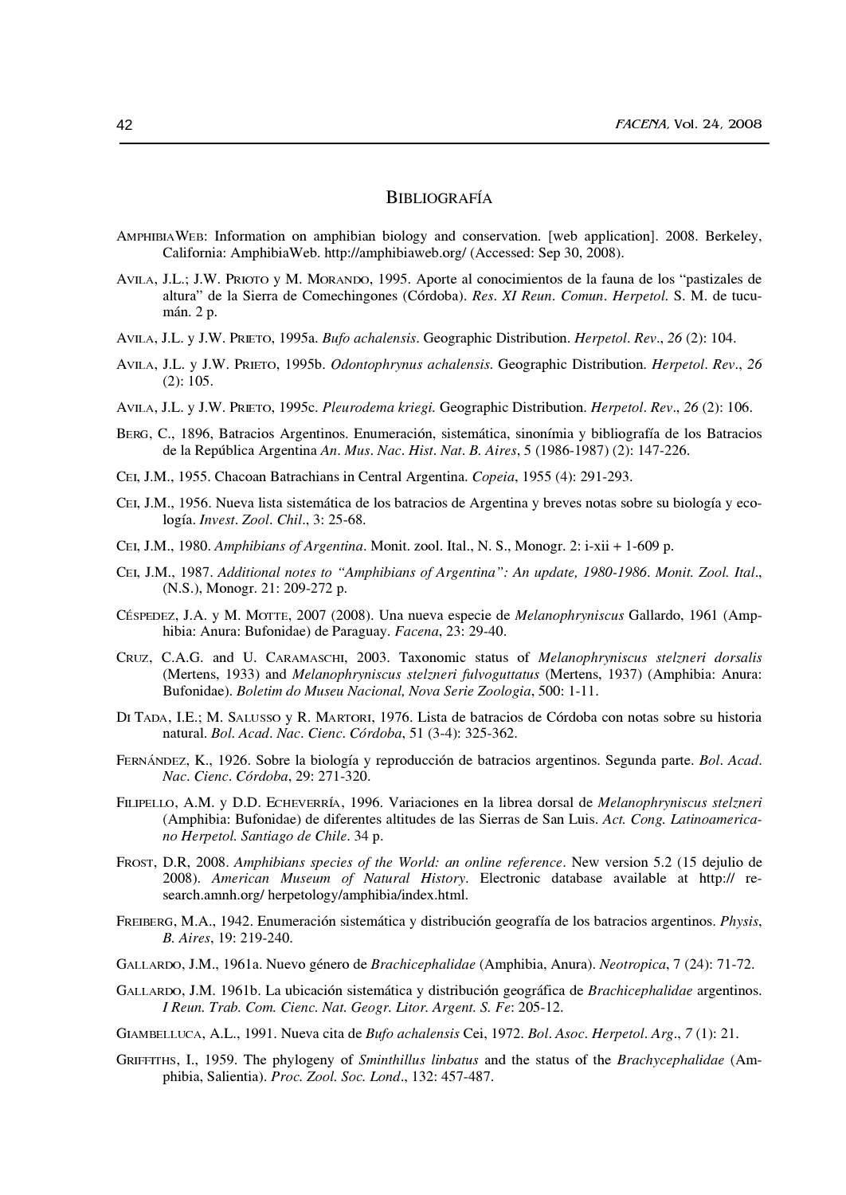## Bibliografía

AmphibiaWeb: Information on amphibian biology and conservation. [web application]. 2008. Berkeley, California: AmphibiaWeb. http://amphibiaweb.org/ (Accessed: Sep 30, 2008).

Avila, J.L.; J.W. Prioto y M. Morando, 1995. Aporte al conocimientos de la fauna de los "pastizales de altura" de la Sierra de Comechingones (Córdoba). *Res. XI Reun. Comun. Herpetol.* S. M. de tucumán. 2 p.

Avila, J.L. y J.W. Prieto, 1995a. *Bufo achalensis*. Geographic Distribution. *Herpetol. Rev.*, *26* (2): 104.

Avila, J.L. y J.W. Prieto, 1995b. *Odontophrynus achalensis*. Geographic Distribution. *Herpetol. Rev.*, *26* (2): 105.

Avila, J.L. y J.W. Prieto, 1995c. *Pleurodema kriegi.* Geographic Distribution. *Herpetol. Rev.*, *26* (2): 106.

Berg, C., 1896, Batracios Argentinos. Enumeración, sistemática, sinonímia y bibliografía de los Batracios de la República Argentina *An. Mus. Nac. Hist. Nat. B. Aires*, 5 (1986-1987) (2): 147-226.

Cei, J.M., 1955. Chacoan Batrachians in Central Argentina. *Copeia*, 1955 (4): 291-293.

Cei, J.M., 1956. Nueva lista sistemática de los batracios de Argentina y breves notas sobre su biología y ecología. *Invest. Zool. Chil.*, 3: 25-68.

Cei, J.M., 1980. *Amphibians of Argentina*. Monit. zool. Ital., N. S., Monogr. 2: i-xii + 1-609 p.

Cei, J.M., 1987. *Additional notes to "Amphibians of Argentina": An update, 1980-1986. Monit. Zool. Ital.*, (N.S.), Monogr. 21: 209-272 p.

Céspedez, J.A. y M. Motte, 2007 (2008). Una nueva especie de *Melanophryniscus* Gallardo, 1961 (Amphibia: Anura: Bufonidae) de Paraguay. *Facena*, 23: 29-40.

Cruz, C.A.G. and U. Caramaschi, 2003. Taxonomic status of *Melanophryniscus stelzneri dorsalis* (Mertens, 1933) and *Melanophryniscus stelzneri fulvoguttatus* (Mertens, 1937) (Amphibia: Anura: Bufonidae). *Boletim do Museu Nacional, Nova Serie Zoologia*, 500: 1-11.

Di Tada, I.E.; M. Salusso y R. Martori, 1976. Lista de batracios de Córdoba con notas sobre su historia natural. *Bol. Acad. Nac. Cienc. Córdoba*, 51 (3-4): 325-362.

Fernández, K., 1926. Sobre la biología y reproducción de batracios argentinos. Segunda parte. *Bol. Acad. Nac. Cienc. Córdoba*, 29: 271-320.

Filipello, A.M. y D.D. Echeverría, 1996. Variaciones en la librea dorsal de *Melanophryniscus stelzneri* (Amphibia: Bufonidae) de diferentes altitudes de las Sierras de San Luis. *Act. Cong. Latinoamericano Herpetol. Santiago de Chile*. 34 p.

Frost, D.R, 2008. *Amphibians species of the World: an online reference*. New version 5.2 (15 dejulio de 2008). *American Museum of Natural History*. Electronic database available at http:// research.amnh.org/ herpetology/amphibia/index.html.

Freiberg, M.A., 1942. Enumeración sistemática y distribución geografía de los batracios argentinos. *Physis, B. Aires*, 19: 219-240.

Gallardo, J.M., 1961a. Nuevo género de *Brachicephalidae* (Amphibia, Anura). *Neotropica*, 7 (24): 71-72.

Gallardo, J.M. 1961b. La ubicación sistemática y distribución geográfica de *Brachicephalidae* argentinos. *I Reun. Trab. Com. Cienc. Nat. Geogr. Litor. Argent. S. Fe*: 205-12.

Giambelluca, A.L., 1991. Nueva cita de *Bufo achalensis* Cei, 1972. *Bol. Asoc. Herpetol. Arg*., *7* (1): 21.

Griffiths, I., 1959. The phylogeny of *Sminthillus linbatus* and the status of the *Brachycephalidae* (Amphibia, Salientia). *Proc. Zool. Soc. Lond*., 132: 457-487.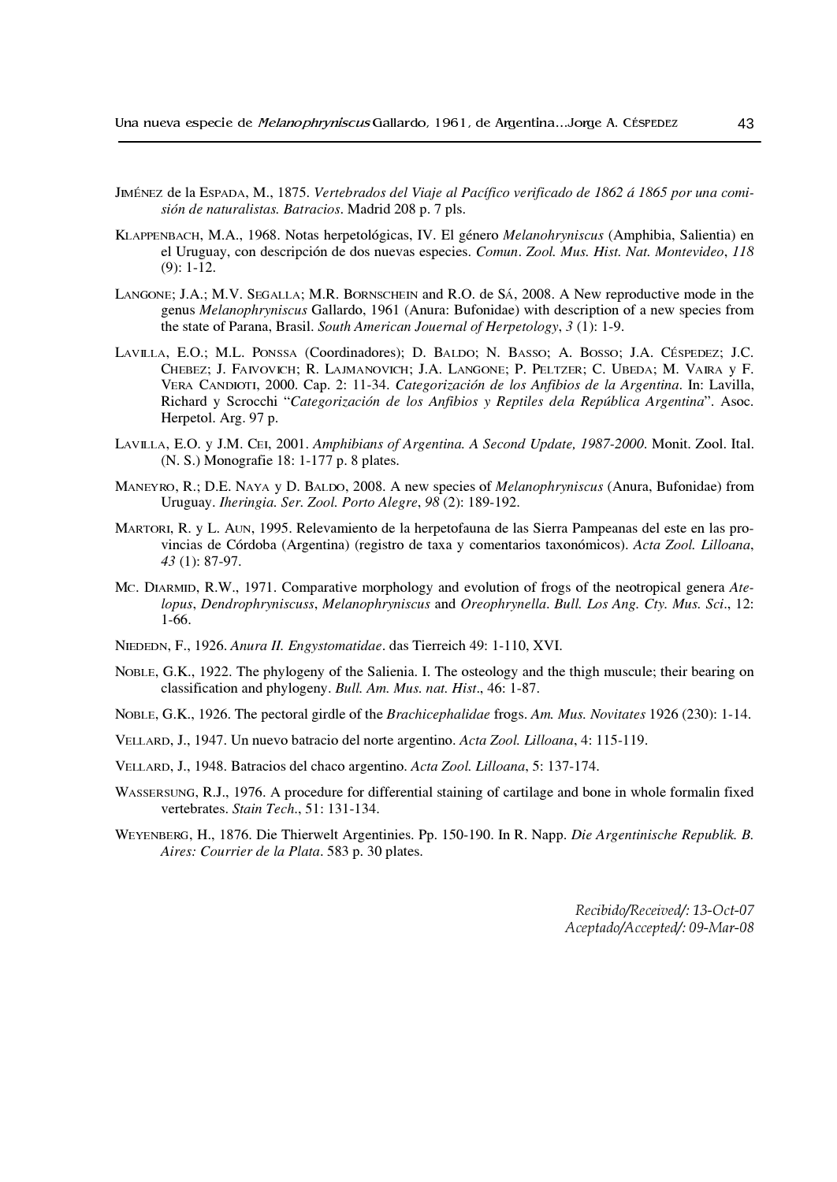Jiménez de la Espada, M., 1875. *Vertebrados del Viaje al Pacífico verificado de 1862 á 1865 por una comisión de naturalistas. Batracios*. Madrid 208 p. 7 pls.

Klappenbach, M.A., 1968. Notas herpetológicas, IV. El género *Melanohryniscus* (Amphibia, Salientia) en el Uruguay, con descripción de dos nuevas especies. *Comun. Zool. Mus. Hist. Nat. Montevideo*, *118* (9): 1-12.

Langone; J.A.; M.V. Segalla; M.R. Bornschein and R.O. de Sá, 2008. A New reproductive mode in the genus *Melanophryniscus* Gallardo, 1961 (Anura: Bufonidae) with description of a new species from the state of Parana, Brasil. *South American Jouernal of Herpetology*, *3* (1): 1-9.

Lavilla, E.O.; M.L. Ponssa (Coordinadores); D. Baldo; N. Basso; A. Bosso; J.A. Céspedez; J.C. Chebez; J. Faivovich; R. Lajmanovich; J.A. Langone; P. Peltzer; C. Ubeda; M. Vaira y F. Vera Candioti, 2000. Cap. 2: 11-34. *Categorización de los Anfibios de la Argentina*. In: Lavilla, Richard y Scrocchi "*Categorización de los Anfibios y Reptiles dela República Argentina*". Asoc. Herpetol. Arg. 97 p.

Lavilla, E.O. y J.M. Cei, 2001. *Amphibians of Argentina. A Second Update, 1987-2000*. Monit. Zool. Ital. (N. S.) Monografie 18: 1-177 p. 8 plates.

Maneyro, R.; D.E. Naya y D. Baldo, 2008. A new species of *Melanophryniscus* (Anura, Bufonidae) from Uruguay. *Iheringia. Ser. Zool. Porto Alegre*, *98* (2): 189-192.

Martori, R. y L. Aun, 1995. Relevamiento de la herpetofauna de las Sierra Pampeanas del este en las provincias de Córdoba (Argentina) (registro de taxa y comentarios taxonómicos). *Acta Zool. Lilloana*, *43* (1): 87-97.

Mc. Diarmid, R.W., 1971. Comparative morphology and evolution of frogs of the neotropical genera *Atelopus*, *Dendrophryniscuss*, *Melanophryniscus* and *Oreophrynella*. *Bull. Los Ang. Cty. Mus. Sci*., 12: 1-66.

Niededn, F., 1926. *Anura II. Engystomatidae*. das Tierreich 49: 1-110, XVI.

Noble, G.K., 1922. The phylogeny of the Salienia. I. The osteology and the thigh muscule; their bearing on classification and phylogeny. *Bull. Am. Mus. nat. Hist*., 46: 1-87.

Noble, G.K., 1926. The pectoral girdle of the *Brachicephalidae* frogs. *Am. Mus. Novitates* 1926 (230): 1-14.

Vellard, J., 1947. Un nuevo batracio del norte argentino. *Acta Zool. Lilloana*, 4: 115-119.

Vellard, J., 1948. Batracios del chaco argentino. *Acta Zool. Lilloana*, 5: 137-174.

Wassersung, R.J., 1976. A procedure for differential staining of cartilage and bone in whole formalin fixed vertebrates. *Stain Tech*., 51: 131-134.

Weyenberg, H., 1876. Die Thierwelt Argentinies. Pp. 150-190. In R. Napp. *Die Argentinische Republik. B. Aires: Courrier de la Plata*. 583 p. 30 plates.

*Recibido/Received/: 13-Oct-07*
*Aceptado/Accepted/: 09-Mar-08*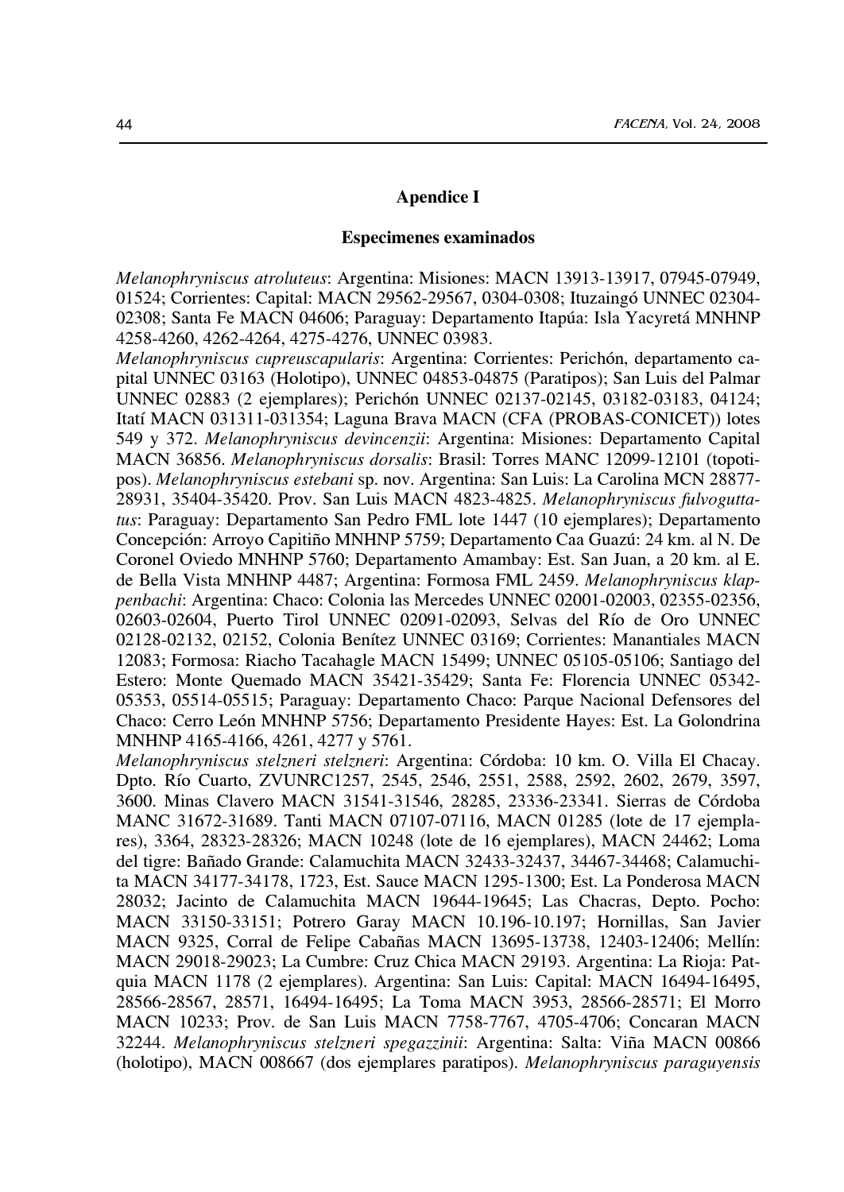## Apendice I

### Especimenes examinados

*Melanophryniscus atroluteus*: Argentina: Misiones: MACN 13913-13917, 07945-07949, 01524; Corrientes: Capital: MACN 29562-29567, 0304-0308; Ituzaingó UNNEC 02304-02308; Santa Fe MACN 04606; Paraguay: Departamento Itapúa: Isla Yacyretá MNHNP 4258-4260, 4262-4264, 4275-4276, UNNEC 03983.

*Melanophryniscus cupreuscapularis*: Argentina: Corrientes: Perichón, departamento capital UNNEC 03163 (Holotipo), UNNEC 04853-04875 (Paratipos); San Luis del Palmar UNNEC 02883 (2 ejemplares); Perichón UNNEC 02137-02145, 03182-03183, 04124; Itatí MACN 031311-031354; Laguna Brava MACN (CFA (PROBAS-CONICET)) lotes 549 y 372. *Melanophryniscus devincenzii*: Argentina: Misiones: Departamento Capital MACN 36856. *Melanophryniscus dorsalis*: Brasil: Torres MANC 12099-12101 (topotipos). *Melanophryniscus estebani* sp. nov. Argentina: San Luis: La Carolina MCN 28877-28931, 35404-35420. Prov. San Luis MACN 4823-4825. *Melanophryniscus fulvoguttatus*: Paraguay: Departamento San Pedro FML lote 1447 (10 ejemplares); Departamento Concepción: Arroyo Capitiño MNHNP 5759; Departamento Caa Guazú: 24 km. al N. De Coronel Oviedo MNHNP 5760; Departamento Amambay: Est. San Juan, a 20 km. al E. de Bella Vista MNHNP 4487; Argentina: Formosa FML 2459. *Melanophryniscus klappenbachi*: Argentina: Chaco: Colonia las Mercedes UNNEC 02001-02003, 02355-02356, 02603-02604, Puerto Tirol UNNEC 02091-02093, Selvas del Río de Oro UNNEC 02128-02132, 02152, Colonia Benítez UNNEC 03169; Corrientes: Manantiales MACN 12083; Formosa: Riacho Tacahagle MACN 15499; UNNEC 05105-05106; Santiago del Estero: Monte Quemado MACN 35421-35429; Santa Fe: Florencia UNNEC 05342-05353, 05514-05515; Paraguay: Departamento Chaco: Parque Nacional Defensores del Chaco: Cerro León MNHNP 5756; Departamento Presidente Hayes: Est. La Golondrina MNHNP 4165-4166, 4261, 4277 y 5761.

*Melanophryniscus stelzneri stelzneri*: Argentina: Córdoba: 10 km. O. Villa El Chacay. Dpto. Río Cuarto, ZVUNRC1257, 2545, 2546, 2551, 2588, 2592, 2602, 2679, 3597, 3600. Minas Clavero MACN 31541-31546, 28285, 23336-23341. Sierras de Córdoba MANC 31672-31689. Tanti MACN 07107-07116, MACN 01285 (lote de 17 ejemplares), 3364, 28323-28326; MACN 10248 (lote de 16 ejemplares), MACN 24462; Loma del tigre: Bañado Grande: Calamuchita MACN 32433-32437, 34467-34468; Calamuchita MACN 34177-34178, 1723, Est. Sauce MACN 1295-1300; Est. La Ponderosa MACN 28032; Jacinto de Calamuchita MACN 19644-19645; Las Chacras, Depto. Pocho: MACN 33150-33151; Potrero Garay MACN 10.196-10.197; Hornillas, San Javier MACN 9325, Corral de Felipe Cabañas MACN 13695-13738, 12403-12406; Mellín: MACN 29018-29023; La Cumbre: Cruz Chica MACN 29193. Argentina: La Rioja: Patquia MACN 1178 (2 ejemplares). Argentina: San Luis: Capital: MACN 16494-16495, 28566-28567, 28571, 16494-16495; La Toma MACN 3953, 28566-28571; El Morro MACN 10233; Prov. de San Luis MACN 7758-7767, 4705-4706; Concaran MACN 32244. *Melanophryniscus stelzneri spegazzinii*: Argentina: Salta: Viña MACN 00866 (holotipo), MACN 008667 (dos ejemplares paratipos). *Melanophryniscus paraguyensis*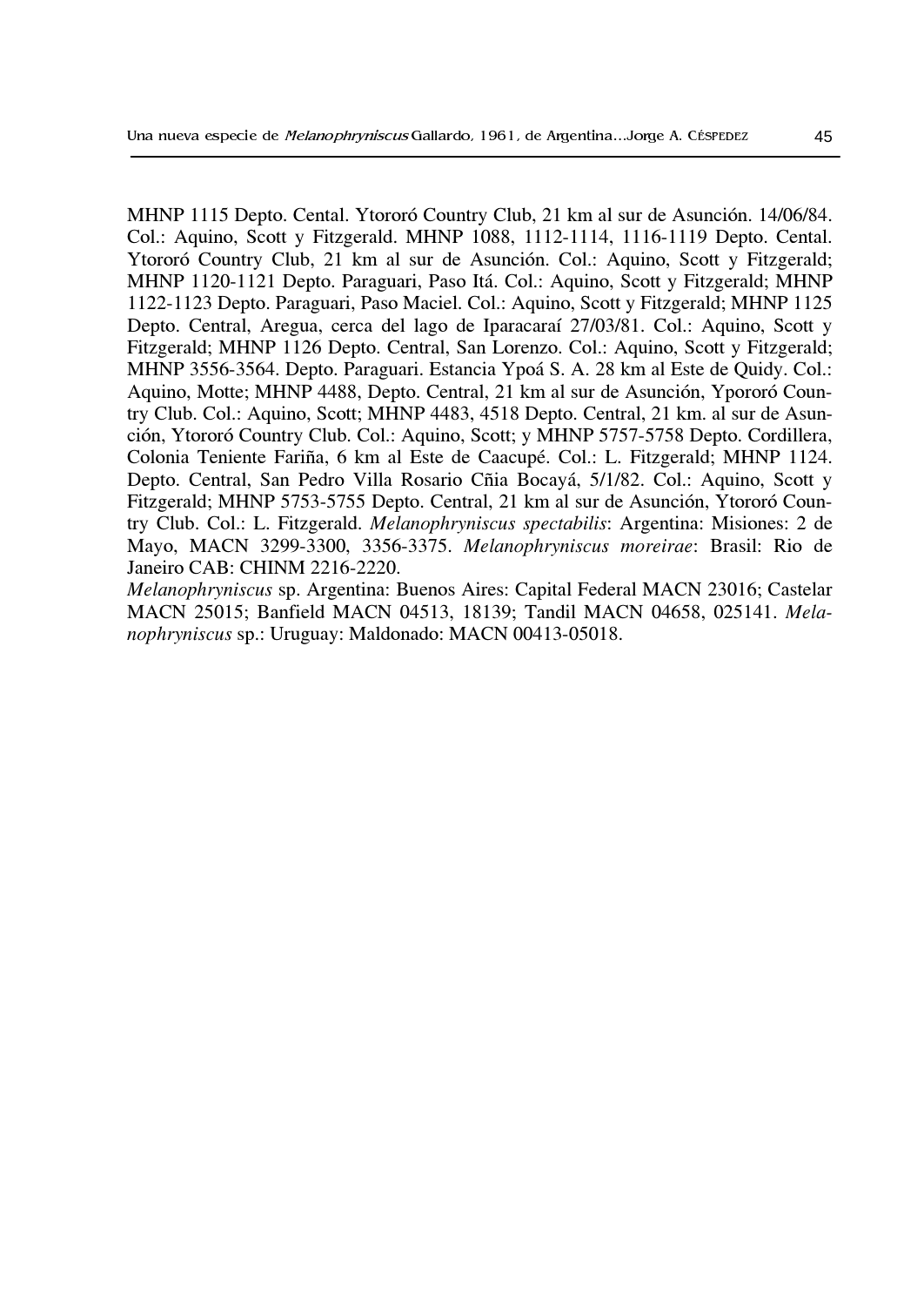MHNP 1115 Depto. Cental. Ytororó Country Club, 21 km al sur de Asunción. 14/06/84. Col.: Aquino, Scott y Fitzgerald. MHNP 1088, 1112-1114, 1116-1119 Depto. Cental. Ytororó Country Club, 21 km al sur de Asunción. Col.: Aquino, Scott y Fitzgerald; MHNP 1120-1121 Depto. Paraguari, Paso Itá. Col.: Aquino, Scott y Fitzgerald; MHNP 1122-1123 Depto. Paraguari, Paso Maciel. Col.: Aquino, Scott y Fitzgerald; MHNP 1125 Depto. Central, Aregua, cerca del lago de Iparacaraí 27/03/81. Col.: Aquino, Scott y Fitzgerald; MHNP 1126 Depto. Central, San Lorenzo. Col.: Aquino, Scott y Fitzgerald; MHNP 3556-3564. Depto. Paraguari. Estancia Ypoá S. A. 28 km al Este de Quidy. Col.: Aquino, Motte; MHNP 4488, Depto. Central, 21 km al sur de Asunción, Ypororó Country Club. Col.: Aquino, Scott; MHNP 4483, 4518 Depto. Central, 21 km. al sur de Asunción, Ytororó Country Club. Col.: Aquino, Scott; y MHNP 5757-5758 Depto. Cordillera, Colonia Teniente Fariña, 6 km al Este de Caacupé. Col.: L. Fitzgerald; MHNP 1124. Depto. Central, San Pedro Villa Rosario Cñia Bocayá, 5/1/82. Col.: Aquino, Scott y Fitzgerald; MHNP 5753-5755 Depto. Central, 21 km al sur de Asunción, Ytororó Country Club. Col.: L. Fitzgerald. *Melanophryniscus spectabilis*: Argentina: Misiones: 2 de Mayo, MACN 3299-3300, 3356-3375. *Melanophryniscus moreirae*: Brasil: Rio de Janeiro CAB: CHINM 2216-2220.

*Melanophryniscus* sp. Argentina: Buenos Aires: Capital Federal MACN 23016; Castelar MACN 25015; Banfield MACN 04513, 18139; Tandil MACN 04658, 025141. *Melanophryniscus* sp.: Uruguay: Maldonado: MACN 00413-05018.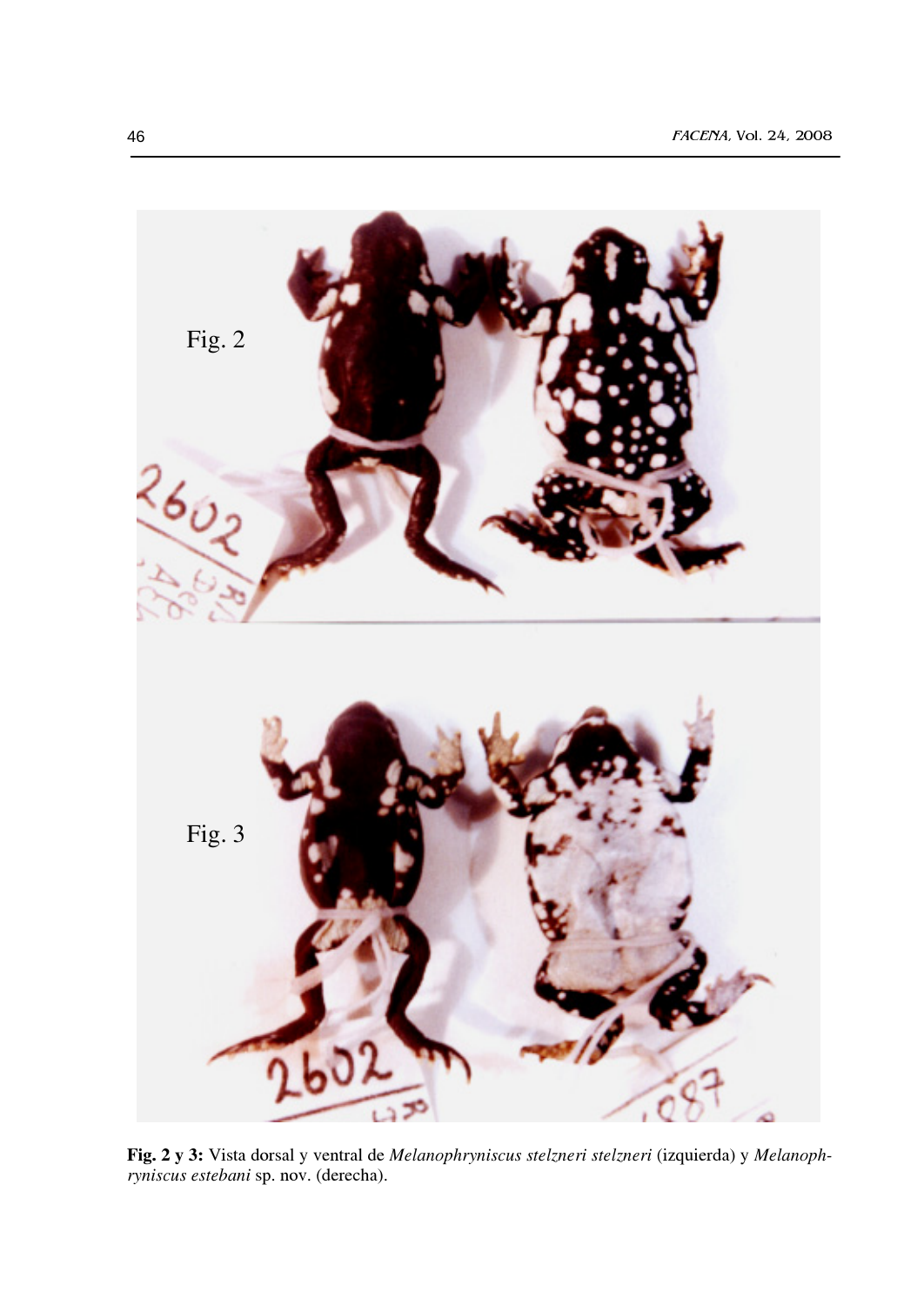**Fig. 2 y 3:** Vista dorsal y ventral de *Melanophryniscus stelzneri stelzneri* (izquierda) y *Melanophryniscus estebani* sp. nov. (derecha).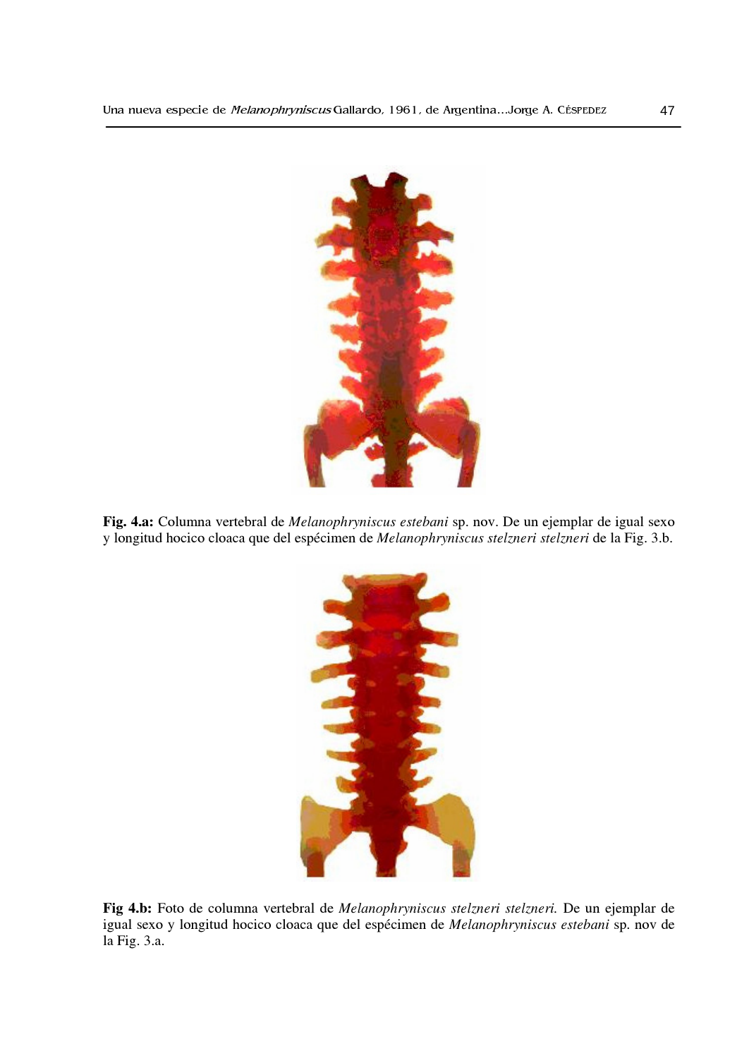**Fig. 4.a:** Columna vertebral de *Melanophryniscus estebani* sp. nov. De un ejemplar de igual sexo y longitud hocico cloaca que del espécimen de *Melanophryniscus stelzneri stelzneri* de la Fig. 3.b.

**Fig 4.b:** Foto de columna vertebral de *Melanophryniscus stelzneri stelzneri.* De un ejemplar de igual sexo y longitud hocico cloaca que del espécimen de *Melanophryniscus estebani* sp. nov de la Fig. 3.a.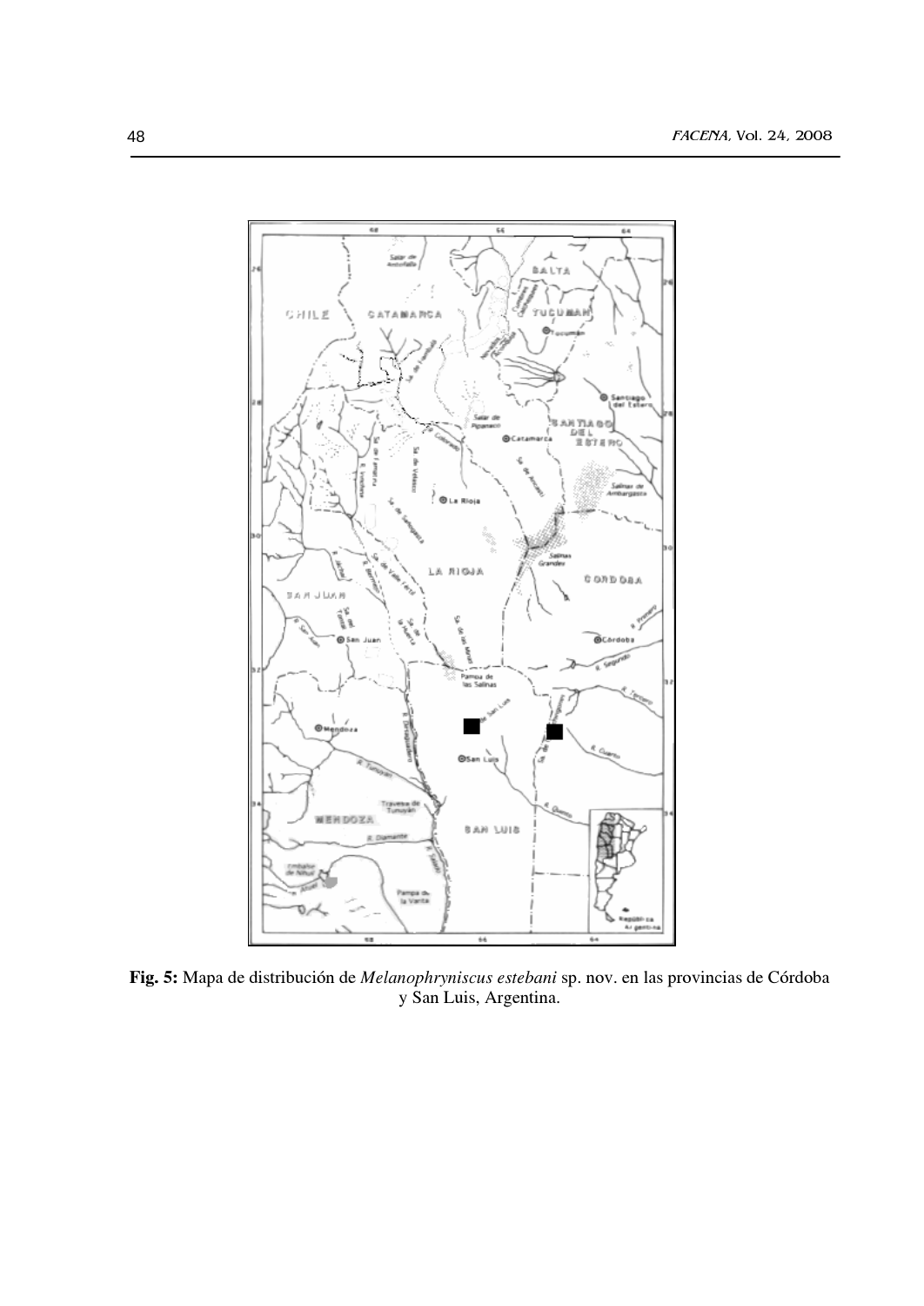Fig. 5: Mapa de distribución de *Melanophryniscus estebani* sp. nov. en las provincias de Córdoba y San Luis, Argentina.